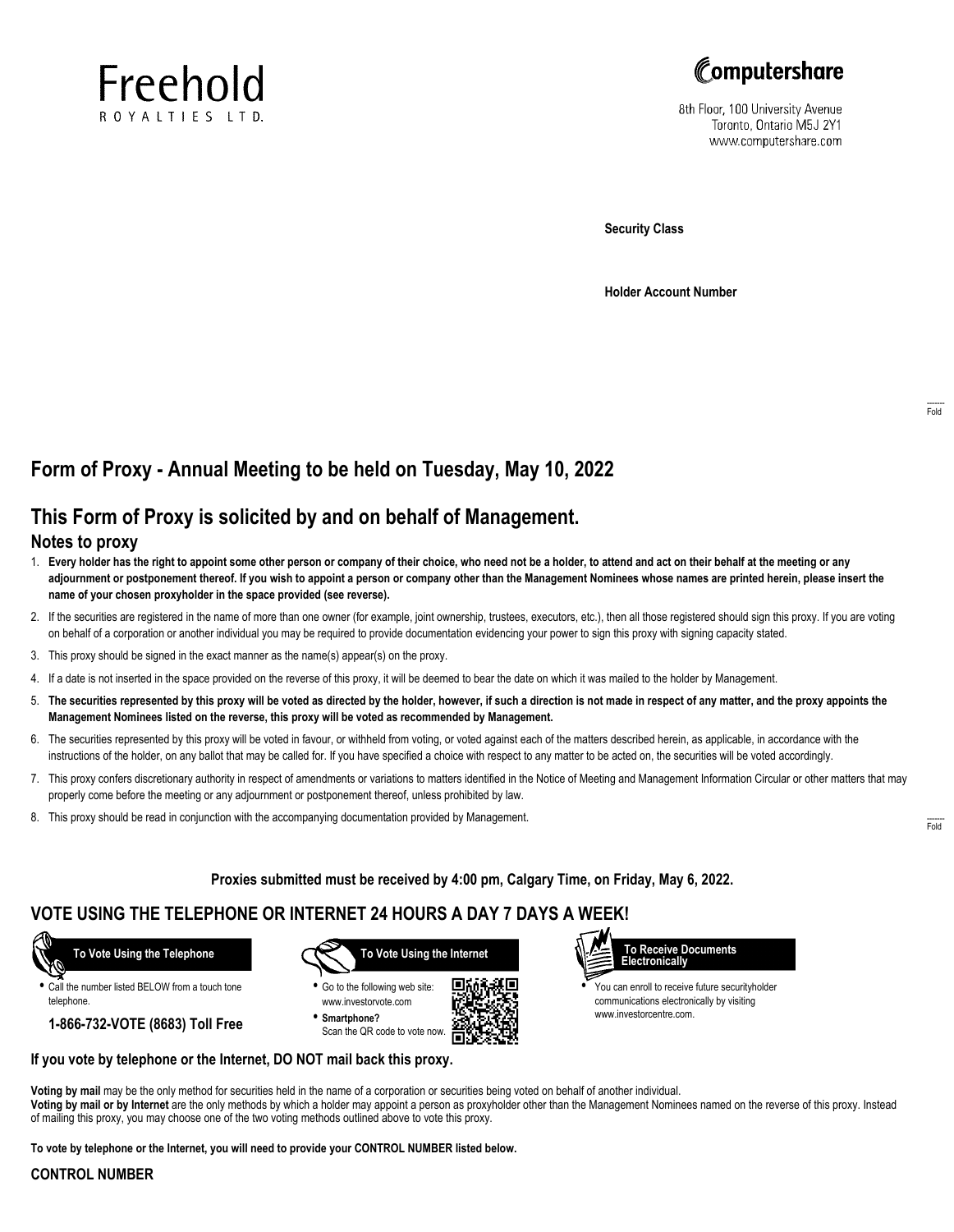Freehold
ROYALTIES LTD.

Computershare

8th Floor, 100 University Avenue
Toronto, Ontario M5J 2Y1
www.computershare.com

**Security Class**

**Holder Account Number**

## Form of Proxy - Annual Meeting to be held on Tuesday, May 10, 2022

## This Form of Proxy is solicited by and on behalf of Management.

### Notes to proxy

1. **Every holder has the right to appoint some other person or company of their choice, who need not be a holder, to attend and act on their behalf at the meeting or any adjournment or postponement thereof. If you wish to appoint a person or company other than the Management Nominees whose names are printed herein, please insert the name of your chosen proxyholder in the space provided (see reverse).**
2. If the securities are registered in the name of more than one owner (for example, joint ownership, trustees, executors, etc.), then all those registered should sign this proxy. If you are voting on behalf of a corporation or another individual you may be required to provide documentation evidencing your power to sign this proxy with signing capacity stated.
3. This proxy should be signed in the exact manner as the name(s) appear(s) on the proxy.
4. If a date is not inserted in the space provided on the reverse of this proxy, it will be deemed to bear the date on which it was mailed to the holder by Management.
5. **The securities represented by this proxy will be voted as directed by the holder, however, if such a direction is not made in respect of any matter, and the proxy appoints the Management Nominees listed on the reverse, this proxy will be voted as recommended by Management.**
6. The securities represented by this proxy will be voted in favour, or withheld from voting, or voted against each of the matters described herein, as applicable, in accordance with the instructions of the holder, on any ballot that may be called for. If you have specified a choice with respect to any matter to be acted on, the securities will be voted accordingly.
7. This proxy confers discretionary authority in respect of amendments or variations to matters identified in the Notice of Meeting and Management Information Circular or other matters that may properly come before the meeting or any adjournment or postponement thereof, unless prohibited by law.
8. This proxy should be read in conjunction with the accompanying documentation provided by Management.

**Proxies submitted must be received by 4:00 pm, Calgary Time, on Friday, May 6, 2022.**

## VOTE USING THE TELEPHONE OR INTERNET 24 HOURS A DAY 7 DAYS A WEEK!

**To Vote Using the Telephone**

- Call the number listed BELOW from a touch tone telephone.

**1-866-732-VOTE (8683) Toll Free**

**To Vote Using the Internet**

- Go to the following web site: www.investorvote.com
- **Smartphone?** Scan the QR code to vote now.

**To Receive Documents Electronically**

- You can enroll to receive future securityholder communications electronically by visiting www.investorcentre.com.

**If you vote by telephone or the Internet, DO NOT mail back this proxy.**

**Voting by mail** may be the only method for securities held in the name of a corporation or securities being voted on behalf of another individual.
**Voting by mail or by Internet** are the only methods by which a holder may appoint a person as proxyholder other than the Management Nominees named on the reverse of this proxy. Instead of mailing this proxy, you may choose one of the two voting methods outlined above to vote this proxy.

**To vote by telephone or the Internet, you will need to provide your CONTROL NUMBER listed below.**

**CONTROL NUMBER**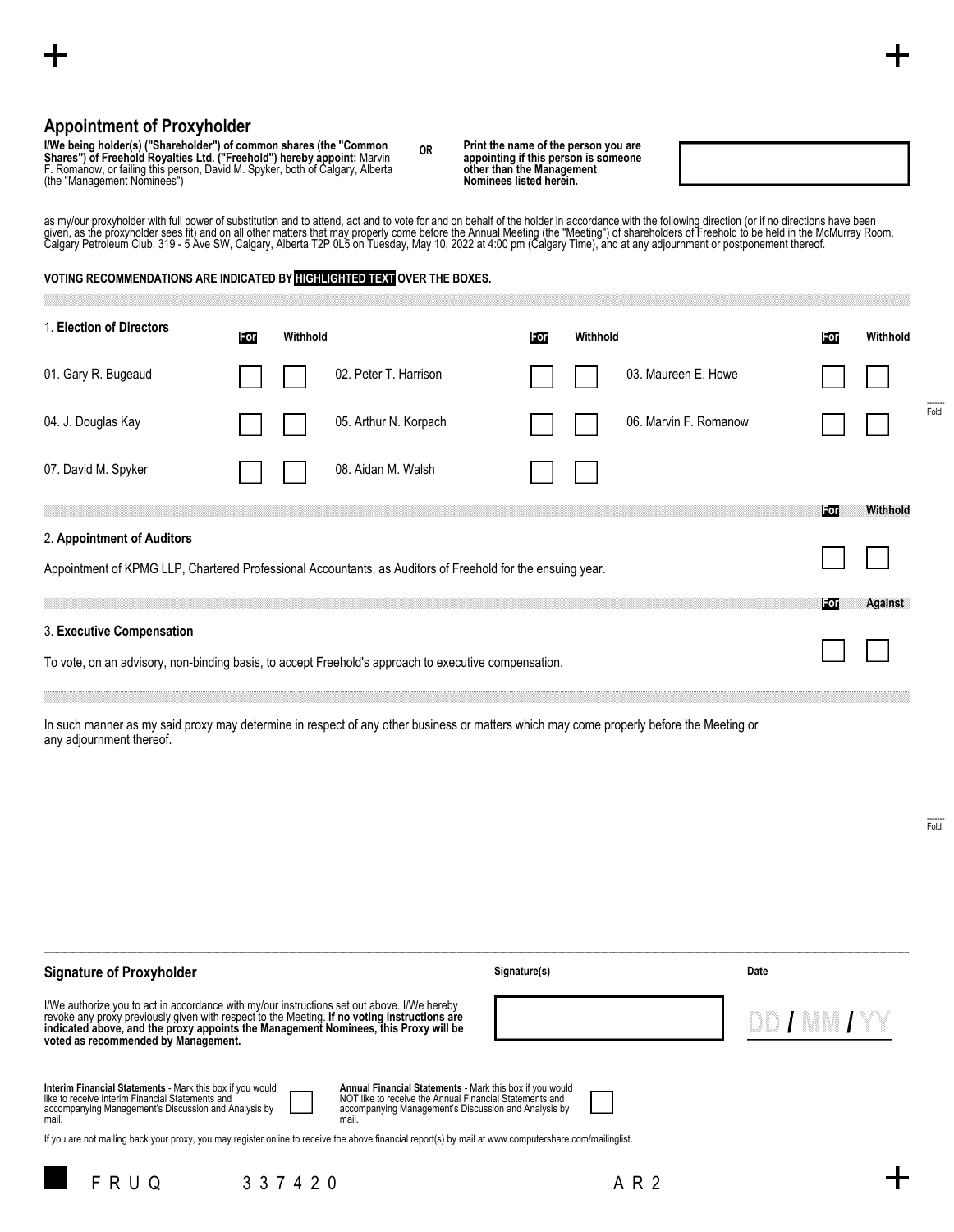## Appointment of Proxyholder

**I/We being holder(s) ("Shareholder") of common shares (the "Common Shares") of Freehold Royalties Ltd. ("Freehold") hereby appoint:** Marvin F. Romanow, or failing this person, David M. Spyker, both of Calgary, Alberta (the "Management Nominees")

**OR**

**Print the name of the person you are appointing if this person is someone other than the Management Nominees listed herein.**

as my/our proxyholder with full power of substitution and to attend, act and to vote for and on behalf of the holder in accordance with the following direction (or if no directions have been given, as the proxyholder sees fit) and on all other matters that may properly come before the Annual Meeting (the "Meeting") of shareholders of Freehold to be held in the McMurray Room, Calgary Petroleum Club, 319 - 5 Ave SW, Calgary, Alberta T2P 0L5 on Tuesday, May 10, 2022 at 4:00 pm (Calgary Time), and at any adjournment or postponement thereof.

**VOTING RECOMMENDATIONS ARE INDICATED BY HIGHLIGHTED TEXT OVER THE BOXES.**

### 1. Election of Directors

| | For | Withhold | | For | Withhold | | For | Withhold |
|---|---|---|---|---|---|---|---|---|
| 01. Gary R. Bugeaud | ☐ | ☐ | 02. Peter T. Harrison | ☐ | ☐ | 03. Maureen E. Howe | ☐ | ☐ |
| 04. J. Douglas Kay | ☐ | ☐ | 05. Arthur N. Korpach | ☐ | ☐ | 06. Marvin F. Romanow | ☐ | ☐ |
| 07. David M. Spyker | ☐ | ☐ | 08. Aidan M. Walsh | ☐ | ☐ | | | |

### 2. Appointment of Auditors

| | For | Withhold |
|---|---|---|
| Appointment of KPMG LLP, Chartered Professional Accountants, as Auditors of Freehold for the ensuing year. | ☐ | ☐ |

### 3. Executive Compensation

| | For | Against |
|---|---|---|
| To vote, on an advisory, non-binding basis, to accept Freehold's approach to executive compensation. | ☐ | ☐ |

In such manner as my said proxy may determine in respect of any other business or matters which may come properly before the Meeting or any adjournment thereof.

## Signature of Proxyholder

I/We authorize you to act in accordance with my/our instructions set out above. I/We hereby revoke any proxy previously given with respect to the Meeting. **If no voting instructions are indicated above, and the proxy appoints the Management Nominees, this Proxy will be voted as recommended by Management.**

**Signature(s)**

**Date**

DD / MM / YY

**Interim Financial Statements** - Mark this box if you would like to receive Interim Financial Statements and accompanying Management's Discussion and Analysis by mail. ☐

**Annual Financial Statements** - Mark this box if you would NOT like to receive the Annual Financial Statements and accompanying Management's Discussion and Analysis by mail. ☐

If you are not mailing back your proxy, you may register online to receive the above financial report(s) by mail at www.computershare.com/mailinglist.

F R U Q 3 3 7 4 2 0 A R 2